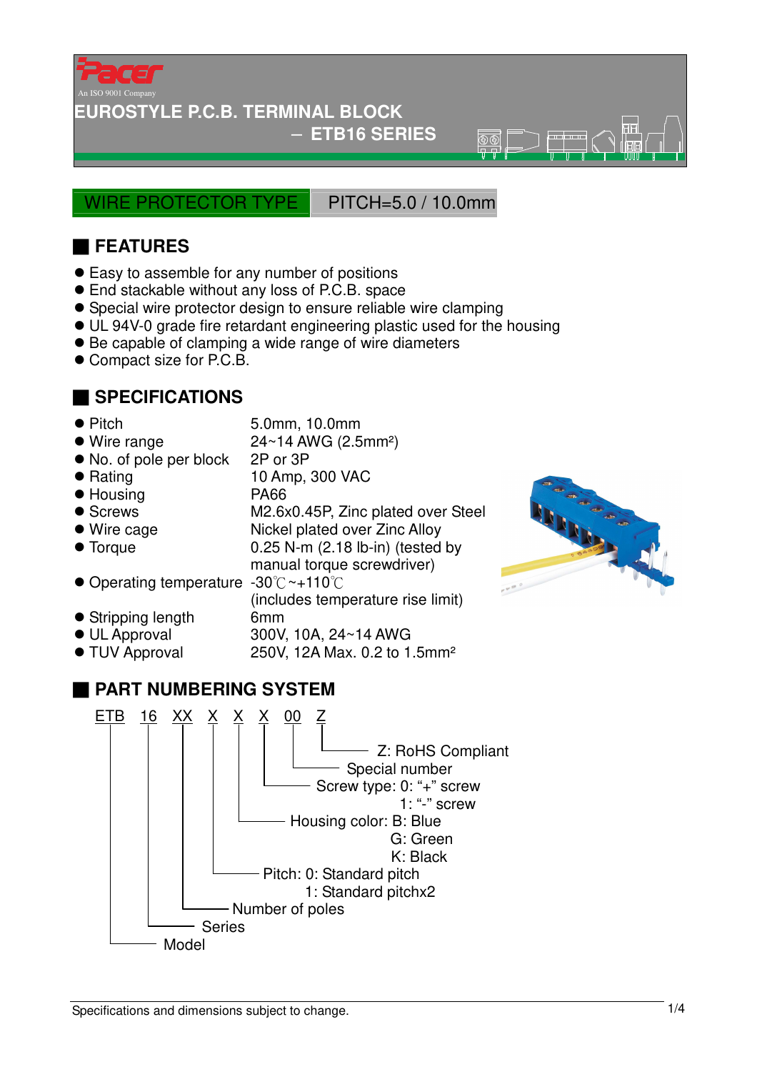Pacer

An ISO 9001 Company

# EUROSTYLE P.C.B. TERMINAL BLOCK
## – ETB16 SERIES

WIRE PROTECTOR TYPE | PITCH=5.0 / 10.0mm

## FEATURES

- Easy to assemble for any number of positions
- End stackable without any loss of P.C.B. space
- Special wire protector design to ensure reliable wire clamping
- UL 94V-0 grade fire retardant engineering plastic used for the housing
- Be capable of clamping a wide range of wire diameters
- Compact size for P.C.B.

## SPECIFICATIONS

| | |
|---|---|
| Pitch | 5.0mm, 10.0mm |
| Wire range | 24~14 AWG (2.5mm²) |
| No. of pole per block | 2P or 3P |
| Rating | 10 Amp, 300 VAC |
| Housing | PA66 |
| Screws | M2.6x0.45P, Zinc plated over Steel |
| Wire cage | Nickel plated over Zinc Alloy |
| Torque | 0.25 N-m (2.18 lb-in) (tested by manual torque screwdriver) |
| Operating temperature | -30℃~+110℃ (includes temperature rise limit) |
| Stripping length | 6mm |
| UL Approval | 300V, 10A, 24~14 AWG |
| TUV Approval | 250V, 12A Max. 0.2 to 1.5mm² |

## PART NUMBERING SYSTEM

ETB 16 XX X X X 00 Z

- ETB: Model
- 16: Series
- XX: Number of poles
- X: Pitch: 0: Standard pitch
  1: Standard pitchx2
- X: Housing color: B: Blue
  G: Green
  K: Black
- X: Screw type: 0: "+" screw
  1: "-" screw
- 00: Special number
- Z: RoHS Compliant

Specifications and dimensions subject to change.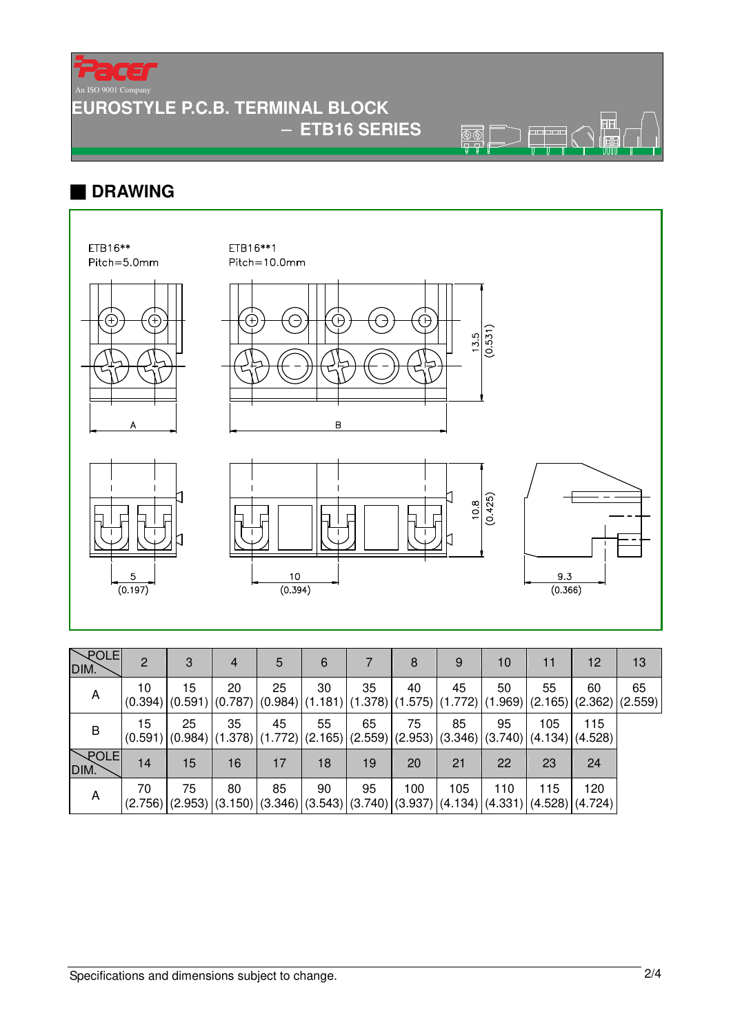# EUROSTYLE P.C.B. TERMINAL BLOCK

## – ETB16 SERIES

## DRAWING

ETB16**
Pitch=5.0mm

ETB16**1
Pitch=10.0mm

A

B

13.5
(0.531)

10.8
(0.425)

5
(0.197)

10
(0.394)

9.3
(0.366)

| POLE / DIM. | 2 | 3 | 4 | 5 | 6 | 7 | 8 | 9 | 10 | 11 | 12 | 13 |
|---|---|---|---|---|---|---|---|---|---|---|---|---|
| A | 10 (0.394) | 15 (0.591) | 20 (0.787) | 25 (0.984) | 30 (1.181) | 35 (1.378) | 40 (1.575) | 45 (1.772) | 50 (1.969) | 55 (2.165) | 60 (2.362) | 65 (2.559) |
| B | 15 (0.591) | 25 (0.984) | 35 (1.378) | 45 (1.772) | 55 (2.165) | 65 (2.559) | 75 (2.953) | 85 (3.346) | 95 (3.740) | 105 (4.134) | 115 (4.528) | |
| POLE / DIM. | 14 | 15 | 16 | 17 | 18 | 19 | 20 | 21 | 22 | 23 | 24 | |
| A | 70 (2.756) | 75 (2.953) | 80 (3.150) | 85 (3.346) | 90 (3.543) | 95 (3.740) | 100 (3.937) | 105 (4.134) | 110 (4.331) | 115 (4.528) | 120 (4.724) | |

Specifications and dimensions subject to change.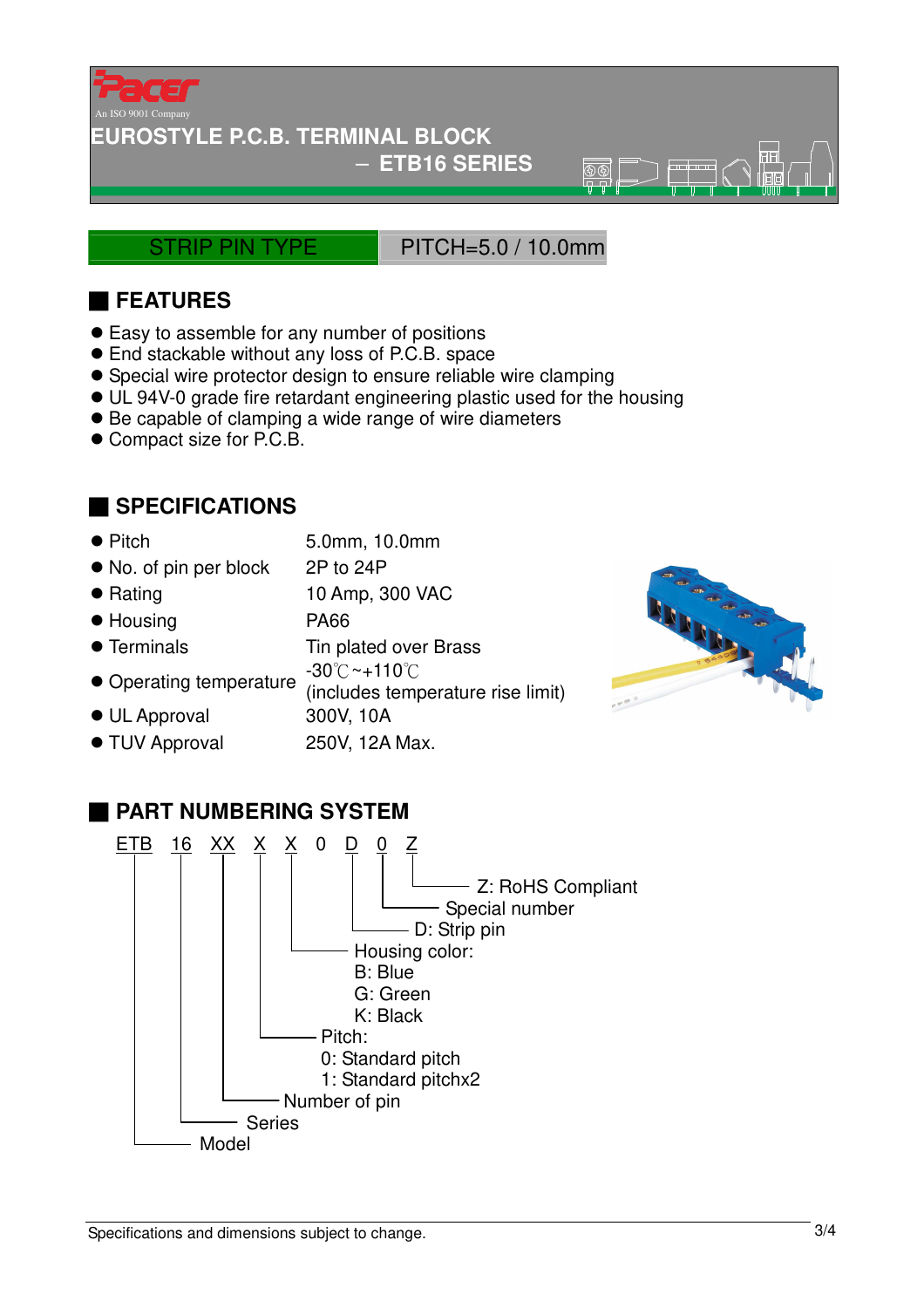Pacer

An ISO 9001 Company

# EUROSTYLE P.C.B. TERMINAL BLOCK

## – ETB16 SERIES

STRIP PIN TYPE | PITCH=5.0 / 10.0mm

## FEATURES

- Easy to assemble for any number of positions
- End stackable without any loss of P.C.B. space
- Special wire protector design to ensure reliable wire clamping
- UL 94V-0 grade fire retardant engineering plastic used for the housing
- Be capable of clamping a wide range of wire diameters
- Compact size for P.C.B.

## SPECIFICATIONS

| | |
|---|---|
| ● Pitch | 5.0mm, 10.0mm |
| ● No. of pin per block | 2P to 24P |
| ● Rating | 10 Amp, 300 VAC |
| ● Housing | PA66 |
| ● Terminals | Tin plated over Brass |
| ● Operating temperature | -30℃~+110℃ (includes temperature rise limit) |
| ● UL Approval | 300V, 10A |
| ● TUV Approval | 250V, 12A Max. |

## PART NUMBERING SYSTEM

ETB 16 XX X X 0 D 0 Z

- ETB: Model
- 16: Series
- XX: Number of pin
- X: Pitch:
  - 0: Standard pitch
  - 1: Standard pitchx2
- X: Housing color:
  - B: Blue
  - G: Green
  - K: Black
- D: Strip pin
- 0: Special number
- Z: RoHS Compliant

Specifications and dimensions subject to change.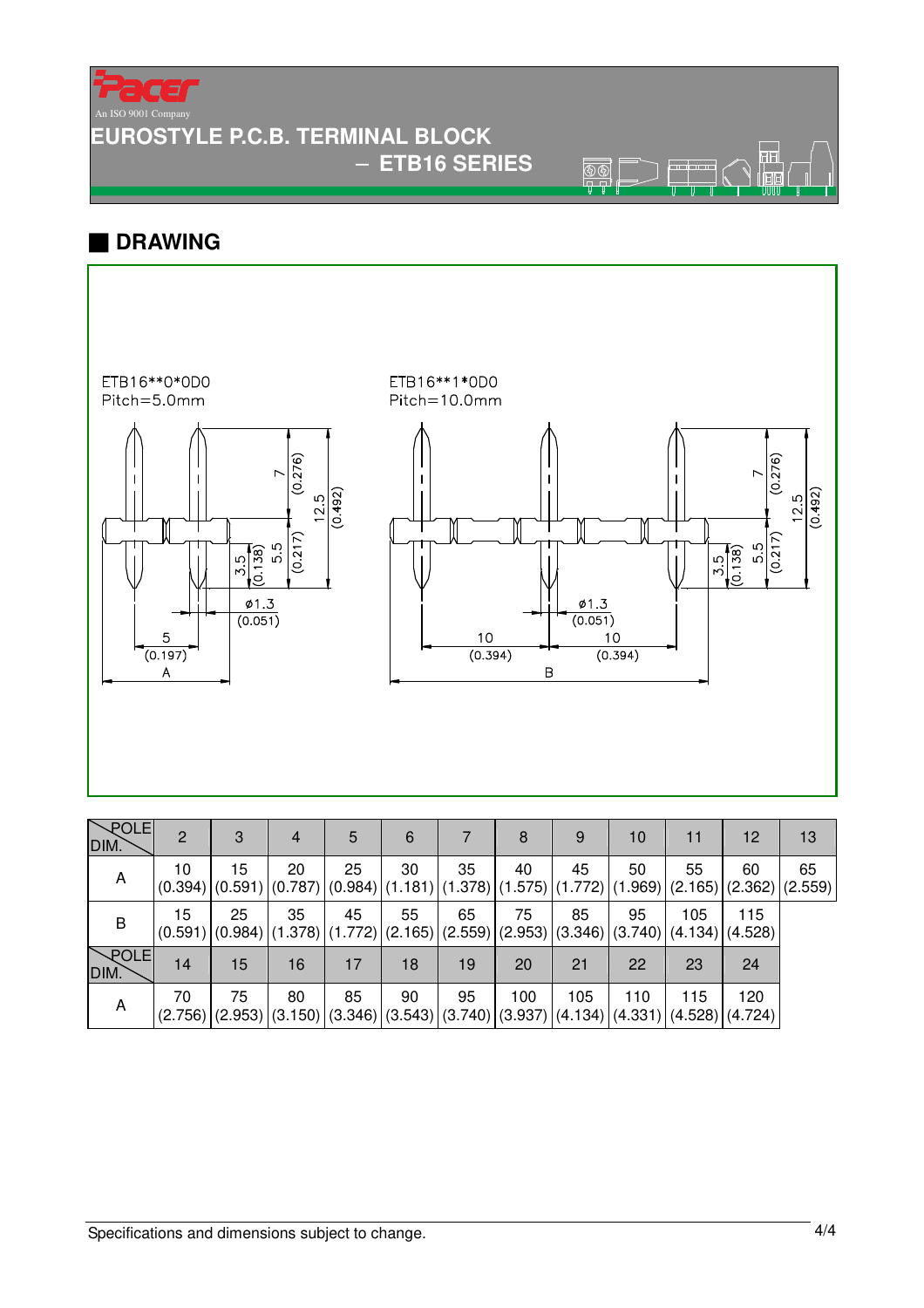# EUROSTYLE P.C.B. TERMINAL BLOCK

## – ETB16 SERIES

## DRAWING

ETB16**0*0D0
Pitch=5.0mm

7 (0.276)
12.5 (0.492)
3.5 (0.138)
5.5 (0.217)
ø1.3 (0.051)
5 (0.197)
A

ETB16**1*0D0
Pitch=10.0mm

7 (0.276)
12.5 (0.492)
3.5 (0.138)
5.5 (0.217)
ø1.3 (0.051)
10 (0.394)
10 (0.394)
B

| POLE / DIM. | 2 | 3 | 4 | 5 | 6 | 7 | 8 | 9 | 10 | 11 | 12 | 13 |
|---|---|---|---|---|---|---|---|---|---|---|---|---|
| A | 10 (0.394) | 15 (0.591) | 20 (0.787) | 25 (0.984) | 30 (1.181) | 35 (1.378) | 40 (1.575) | 45 (1.772) | 50 (1.969) | 55 (2.165) | 60 (2.362) | 65 (2.559) |
| B | 15 (0.591) | 25 (0.984) | 35 (1.378) | 45 (1.772) | 55 (2.165) | 65 (2.559) | 75 (2.953) | 85 (3.346) | 95 (3.740) | 105 (4.134) | 115 (4.528) | |
| **POLE / DIM.** | **14** | **15** | **16** | **17** | **18** | **19** | **20** | **21** | **22** | **23** | **24** | |
| A | 70 (2.756) | 75 (2.953) | 80 (3.150) | 85 (3.346) | 90 (3.543) | 95 (3.740) | 100 (3.937) | 105 (4.134) | 110 (4.331) | 115 (4.528) | 120 (4.724) | |

Specifications and dimensions subject to change.